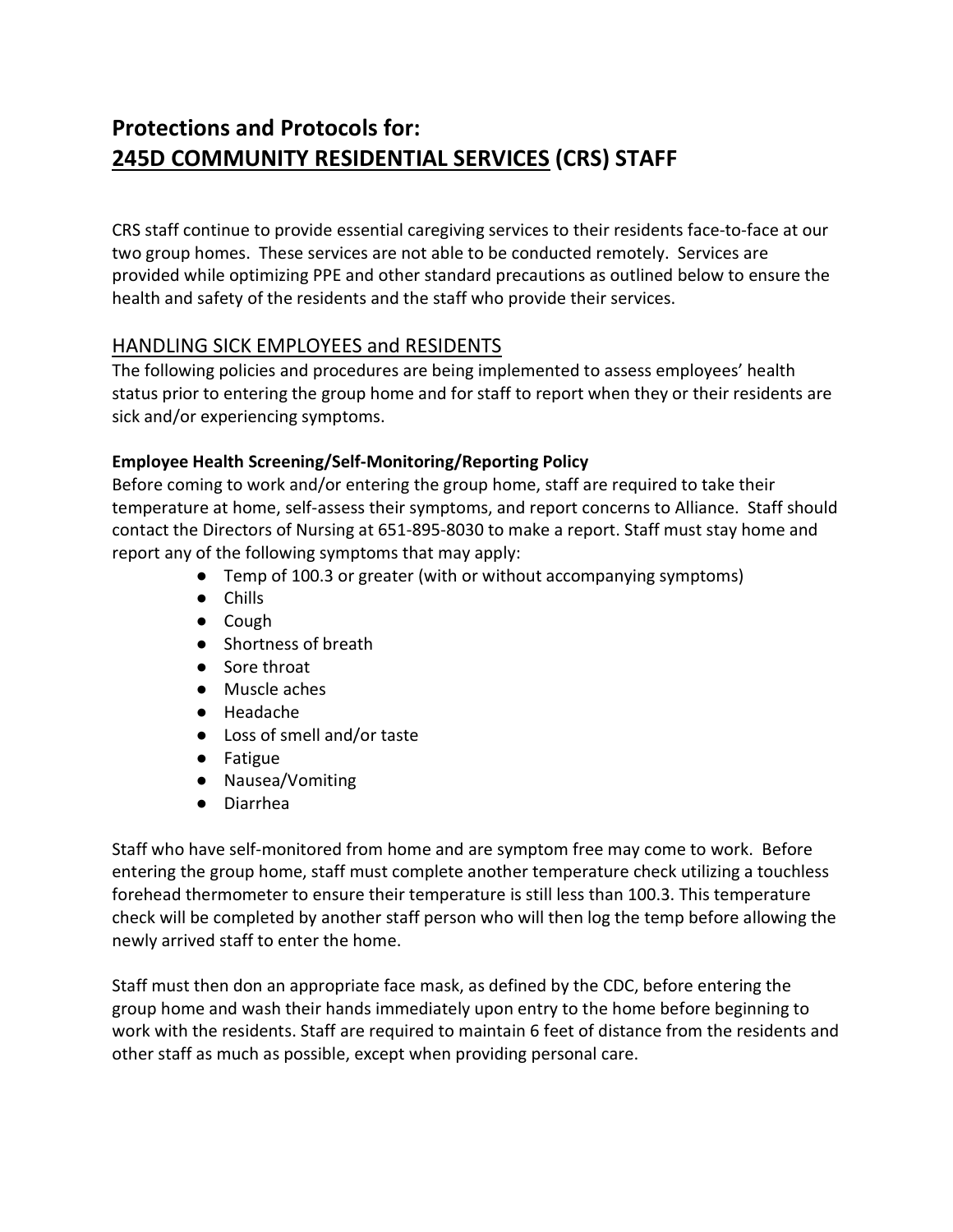# Protections and Protocols for: 245D COMMUNITY RESIDENTIAL SERVICES (CRS) STAFF

CRS staff continue to provide essential caregiving services to their residents face-to-face at our two group homes. These services are not able to be conducted remotely. Services are provided while optimizing PPE and other standard precautions as outlined below to ensure the health and safety of the residents and the staff who provide their services.

## HANDLING SICK EMPLOYEES and RESIDENTS

The following policies and procedures are being implemented to assess employees' health status prior to entering the group home and for staff to report when they or their residents are sick and/or experiencing symptoms.

### Employee Health Screening/Self-Monitoring/Reporting Policy

Before coming to work and/or entering the group home, staff are required to take their temperature at home, self-assess their symptoms, and report concerns to Alliance. Staff should contact the Directors of Nursing at 651-895-8030 to make a report. Staff must stay home and report any of the following symptoms that may apply:

- Temp of 100.3 or greater (with or without accompanying symptoms)
- Chills
- Cough
- Shortness of breath
- Sore throat
- Muscle aches
- Headache
- Loss of smell and/or taste
- Fatigue
- Nausea/Vomiting
- Diarrhea

Staff who have self-monitored from home and are symptom free may come to work. Before entering the group home, staff must complete another temperature check utilizing a touchless forehead thermometer to ensure their temperature is still less than 100.3. This temperature check will be completed by another staff person who will then log the temp before allowing the newly arrived staff to enter the home.

Staff must then don an appropriate face mask, as defined by the CDC, before entering the group home and wash their hands immediately upon entry to the home before beginning to work with the residents. Staff are required to maintain 6 feet of distance from the residents and other staff as much as possible, except when providing personal care.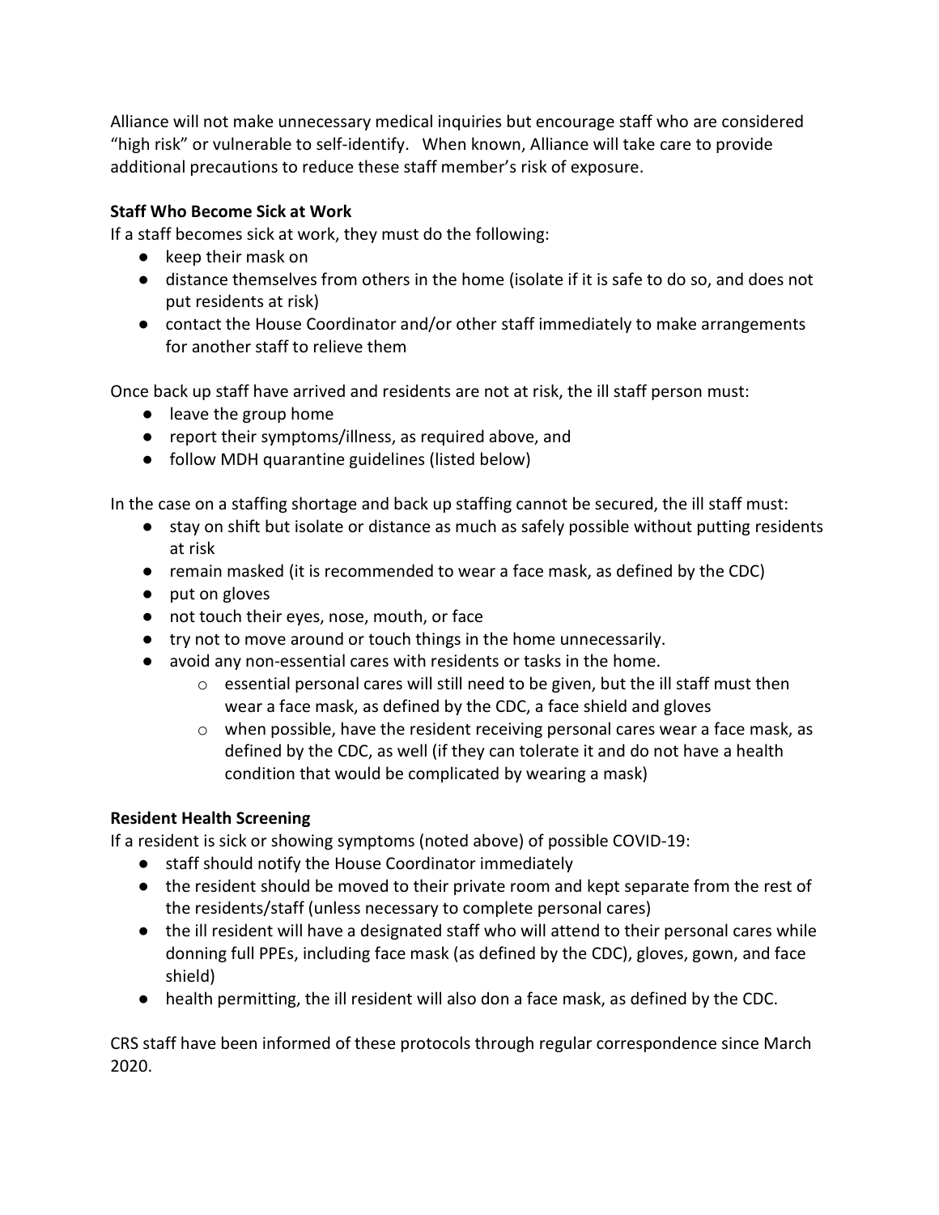Alliance will not make unnecessary medical inquiries but encourage staff who are considered "high risk" or vulnerable to self-identify. When known, Alliance will take care to provide additional precautions to reduce these staff member's risk of exposure.

**Staff Who Become Sick at Work**

If a staff becomes sick at work, they must do the following:

- keep their mask on
- distance themselves from others in the home (isolate if it is safe to do so, and does not put residents at risk)
- contact the House Coordinator and/or other staff immediately to make arrangements for another staff to relieve them

Once back up staff have arrived and residents are not at risk, the ill staff person must:

- leave the group home
- report their symptoms/illness, as required above, and
- follow MDH quarantine guidelines (listed below)

In the case on a staffing shortage and back up staffing cannot be secured, the ill staff must:

- stay on shift but isolate or distance as much as safely possible without putting residents at risk
- remain masked (it is recommended to wear a face mask, as defined by the CDC)
- put on gloves
- not touch their eyes, nose, mouth, or face
- try not to move around or touch things in the home unnecessarily.
- avoid any non-essential cares with residents or tasks in the home.
  - essential personal cares will still need to be given, but the ill staff must then wear a face mask, as defined by the CDC, a face shield and gloves
  - when possible, have the resident receiving personal cares wear a face mask, as defined by the CDC, as well (if they can tolerate it and do not have a health condition that would be complicated by wearing a mask)

**Resident Health Screening**

If a resident is sick or showing symptoms (noted above) of possible COVID-19:

- staff should notify the House Coordinator immediately
- the resident should be moved to their private room and kept separate from the rest of the residents/staff (unless necessary to complete personal cares)
- the ill resident will have a designated staff who will attend to their personal cares while donning full PPEs, including face mask (as defined by the CDC), gloves, gown, and face shield)
- health permitting, the ill resident will also don a face mask, as defined by the CDC.

CRS staff have been informed of these protocols through regular correspondence since March 2020.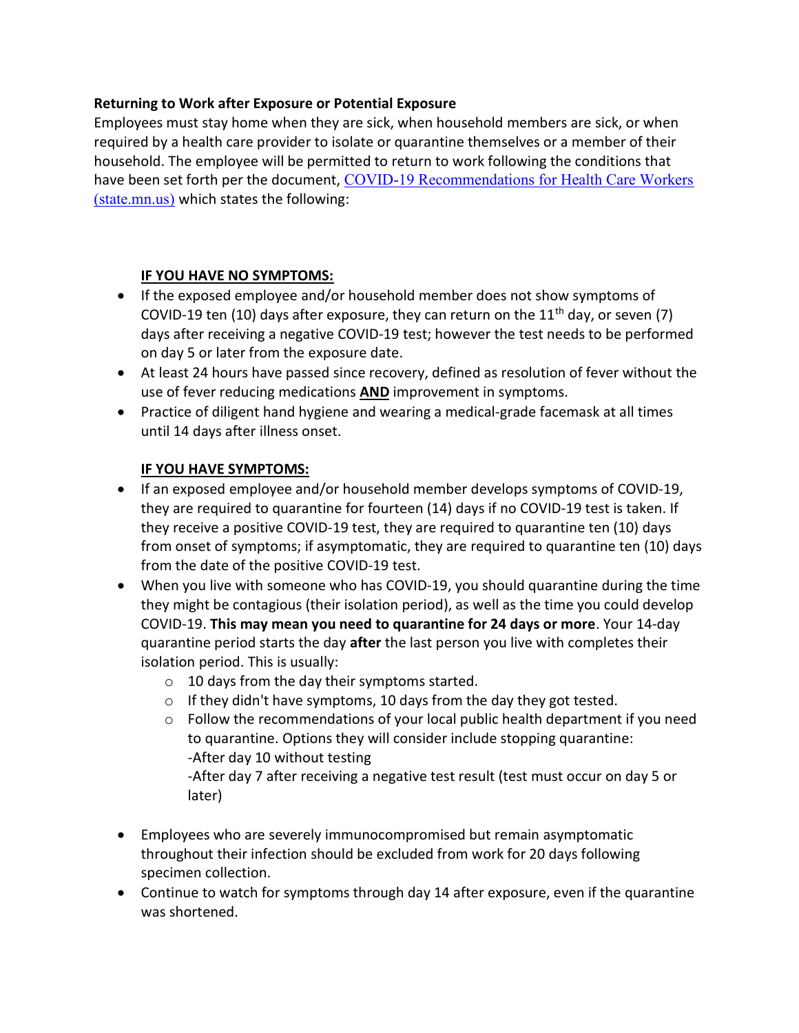**Returning to Work after Exposure or Potential Exposure**

Employees must stay home when they are sick, when household members are sick, or when required by a health care provider to isolate or quarantine themselves or a member of their household. The employee will be permitted to return to work following the conditions that have been set forth per the document, [COVID-19 Recommendations for Health Care Workers (state.mn.us)](state.mn.us) which states the following:

**IF YOU HAVE NO SYMPTOMS:**

- If the exposed employee and/or household member does not show symptoms of COVID-19 ten (10) days after exposure, they can return on the 11th day, or seven (7) days after receiving a negative COVID-19 test; however the test needs to be performed on day 5 or later from the exposure date.
- At least 24 hours have passed since recovery, defined as resolution of fever without the use of fever reducing medications **AND** improvement in symptoms.
- Practice of diligent hand hygiene and wearing a medical-grade facemask at all times until 14 days after illness onset.

**IF YOU HAVE SYMPTOMS:**

- If an exposed employee and/or household member develops symptoms of COVID-19, they are required to quarantine for fourteen (14) days if no COVID-19 test is taken. If they receive a positive COVID-19 test, they are required to quarantine ten (10) days from onset of symptoms; if asymptomatic, they are required to quarantine ten (10) days from the date of the positive COVID-19 test.
- When you live with someone who has COVID-19, you should quarantine during the time they might be contagious (their isolation period), as well as the time you could develop COVID-19. **This may mean you need to quarantine for 24 days or more**. Your 14-day quarantine period starts the day **after** the last person you live with completes their isolation period. This is usually:
  - 10 days from the day their symptoms started.
  - If they didn't have symptoms, 10 days from the day they got tested.
  - Follow the recommendations of your local public health department if you need to quarantine. Options they will consider include stopping quarantine:
    -After day 10 without testing
    -After day 7 after receiving a negative test result (test must occur on day 5 or later)
- Employees who are severely immunocompromised but remain asymptomatic throughout their infection should be excluded from work for 20 days following specimen collection.
- Continue to watch for symptoms through day 14 after exposure, even if the quarantine was shortened.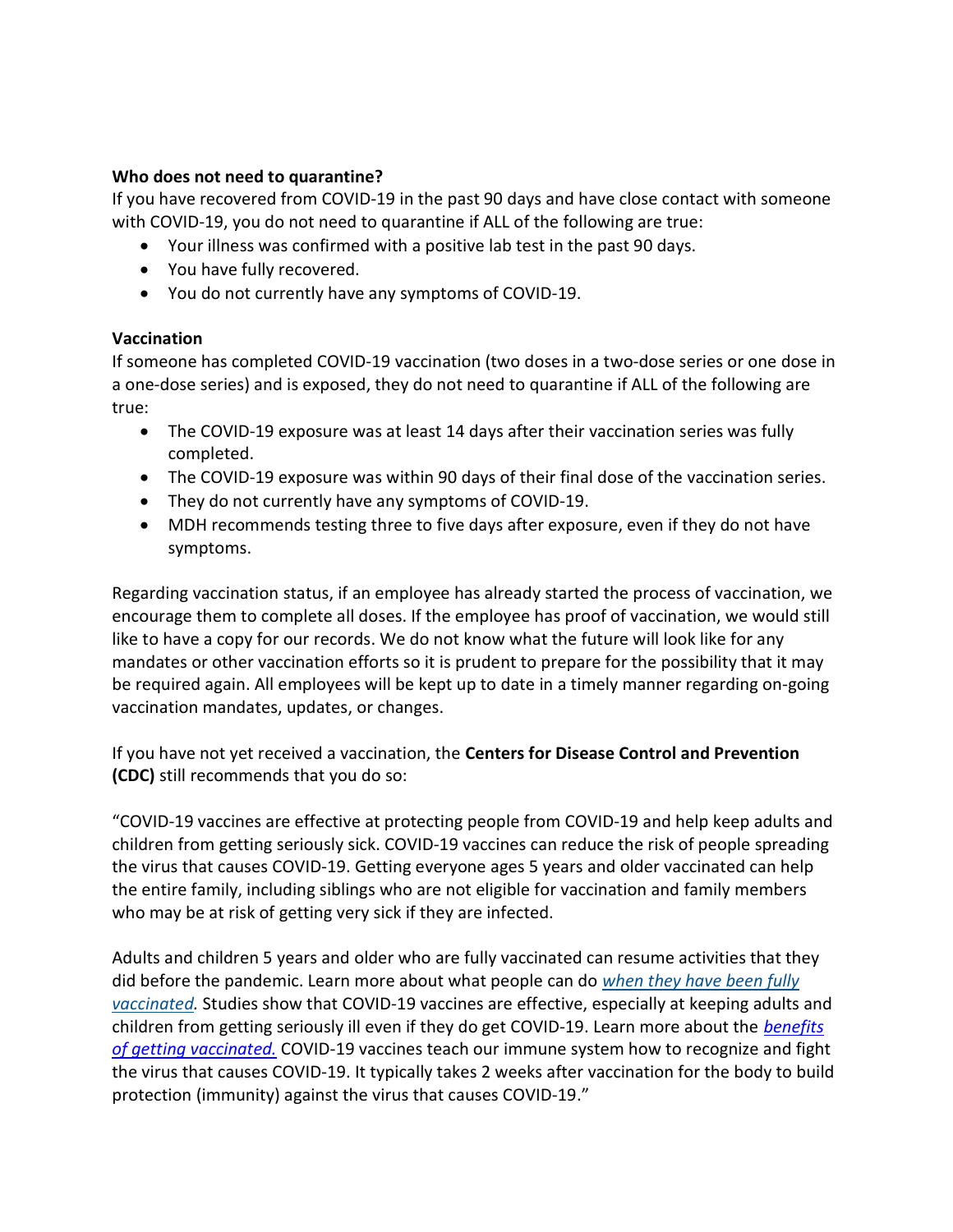**Who does not need to quarantine?**

If you have recovered from COVID-19 in the past 90 days and have close contact with someone with COVID-19, you do not need to quarantine if ALL of the following are true:

- Your illness was confirmed with a positive lab test in the past 90 days.
- You have fully recovered.
- You do not currently have any symptoms of COVID-19.

**Vaccination**

If someone has completed COVID-19 vaccination (two doses in a two-dose series or one dose in a one-dose series) and is exposed, they do not need to quarantine if ALL of the following are true:

- The COVID-19 exposure was at least 14 days after their vaccination series was fully completed.
- The COVID-19 exposure was within 90 days of their final dose of the vaccination series.
- They do not currently have any symptoms of COVID-19.
- MDH recommends testing three to five days after exposure, even if they do not have symptoms.

Regarding vaccination status, if an employee has already started the process of vaccination, we encourage them to complete all doses. If the employee has proof of vaccination, we would still like to have a copy for our records. We do not know what the future will look like for any mandates or other vaccination efforts so it is prudent to prepare for the possibility that it may be required again. All employees will be kept up to date in a timely manner regarding on-going vaccination mandates, updates, or changes.

If you have not yet received a vaccination, the **Centers for Disease Control and Prevention (CDC)** still recommends that you do so:

"COVID-19 vaccines are effective at protecting people from COVID-19 and help keep adults and children from getting seriously sick. COVID-19 vaccines can reduce the risk of people spreading the virus that causes COVID-19. Getting everyone ages 5 years and older vaccinated can help the entire family, including siblings who are not eligible for vaccination and family members who may be at risk of getting very sick if they are infected.

Adults and children 5 years and older who are fully vaccinated can resume activities that they did before the pandemic. Learn more about what people can do *when they have been fully vaccinated.* Studies show that COVID-19 vaccines are effective, especially at keeping adults and children from getting seriously ill even if they do get COVID-19. Learn more about the *benefits of getting vaccinated.* COVID-19 vaccines teach our immune system how to recognize and fight the virus that causes COVID-19. It typically takes 2 weeks after vaccination for the body to build protection (immunity) against the virus that causes COVID-19."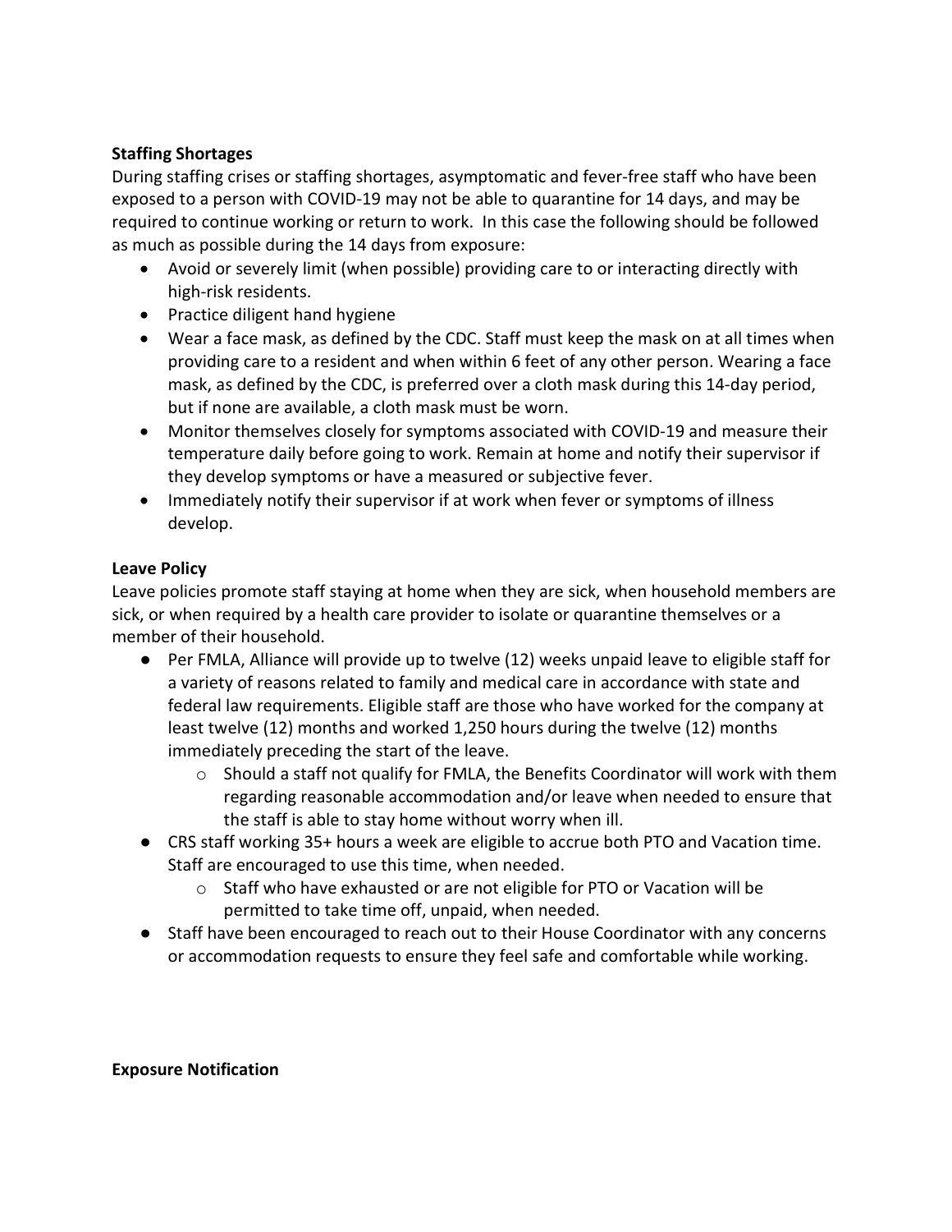**Staffing Shortages**

During staffing crises or staffing shortages, asymptomatic and fever-free staff who have been exposed to a person with COVID-19 may not be able to quarantine for 14 days, and may be required to continue working or return to work. In this case the following should be followed as much as possible during the 14 days from exposure:

- Avoid or severely limit (when possible) providing care to or interacting directly with high-risk residents.
- Practice diligent hand hygiene
- Wear a face mask, as defined by the CDC. Staff must keep the mask on at all times when providing care to a resident and when within 6 feet of any other person. Wearing a face mask, as defined by the CDC, is preferred over a cloth mask during this 14-day period, but if none are available, a cloth mask must be worn.
- Monitor themselves closely for symptoms associated with COVID-19 and measure their temperature daily before going to work. Remain at home and notify their supervisor if they develop symptoms or have a measured or subjective fever.
- Immediately notify their supervisor if at work when fever or symptoms of illness develop.

**Leave Policy**

Leave policies promote staff staying at home when they are sick, when household members are sick, or when required by a health care provider to isolate or quarantine themselves or a member of their household.

- Per FMLA, Alliance will provide up to twelve (12) weeks unpaid leave to eligible staff for a variety of reasons related to family and medical care in accordance with state and federal law requirements. Eligible staff are those who have worked for the company at least twelve (12) months and worked 1,250 hours during the twelve (12) months immediately preceding the start of the leave.
    - Should a staff not qualify for FMLA, the Benefits Coordinator will work with them regarding reasonable accommodation and/or leave when needed to ensure that the staff is able to stay home without worry when ill.
- CRS staff working 35+ hours a week are eligible to accrue both PTO and Vacation time. Staff are encouraged to use this time, when needed.
    - Staff who have exhausted or are not eligible for PTO or Vacation will be permitted to take time off, unpaid, when needed.
- Staff have been encouraged to reach out to their House Coordinator with any concerns or accommodation requests to ensure they feel safe and comfortable while working.

**Exposure Notification**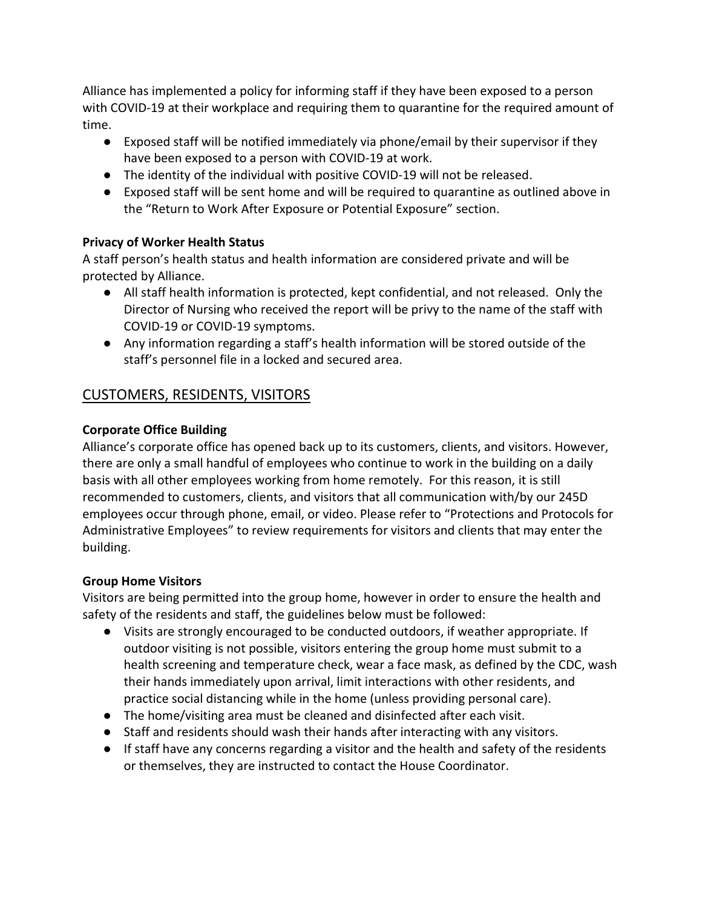Alliance has implemented a policy for informing staff if they have been exposed to a person with COVID-19 at their workplace and requiring them to quarantine for the required amount of time.

- Exposed staff will be notified immediately via phone/email by their supervisor if they have been exposed to a person with COVID-19 at work.
- The identity of the individual with positive COVID-19 will not be released.
- Exposed staff will be sent home and will be required to quarantine as outlined above in the "Return to Work After Exposure or Potential Exposure" section.

**Privacy of Worker Health Status**

A staff person's health status and health information are considered private and will be protected by Alliance.

- All staff health information is protected, kept confidential, and not released. Only the Director of Nursing who received the report will be privy to the name of the staff with COVID-19 or COVID-19 symptoms.
- Any information regarding a staff's health information will be stored outside of the staff's personnel file in a locked and secured area.

## CUSTOMERS, RESIDENTS, VISITORS

**Corporate Office Building**

Alliance's corporate office has opened back up to its customers, clients, and visitors. However, there are only a small handful of employees who continue to work in the building on a daily basis with all other employees working from home remotely. For this reason, it is still recommended to customers, clients, and visitors that all communication with/by our 245D employees occur through phone, email, or video. Please refer to "Protections and Protocols for Administrative Employees" to review requirements for visitors and clients that may enter the building.

**Group Home Visitors**

Visitors are being permitted into the group home, however in order to ensure the health and safety of the residents and staff, the guidelines below must be followed:

- Visits are strongly encouraged to be conducted outdoors, if weather appropriate. If outdoor visiting is not possible, visitors entering the group home must submit to a health screening and temperature check, wear a face mask, as defined by the CDC, wash their hands immediately upon arrival, limit interactions with other residents, and practice social distancing while in the home (unless providing personal care).
- The home/visiting area must be cleaned and disinfected after each visit.
- Staff and residents should wash their hands after interacting with any visitors.
- If staff have any concerns regarding a visitor and the health and safety of the residents or themselves, they are instructed to contact the House Coordinator.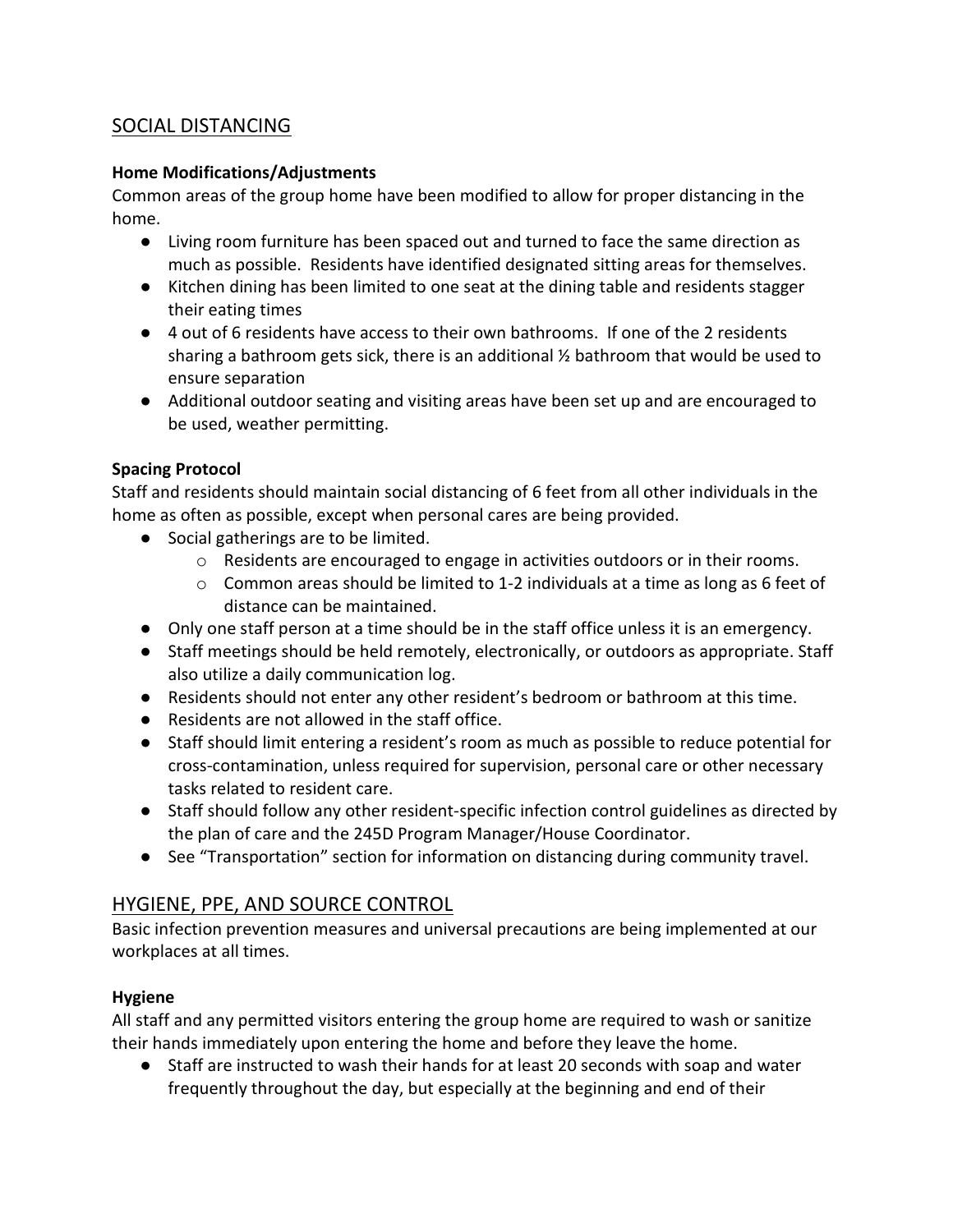## SOCIAL DISTANCING

### Home Modifications/Adjustments

Common areas of the group home have been modified to allow for proper distancing in the home.

- Living room furniture has been spaced out and turned to face the same direction as much as possible. Residents have identified designated sitting areas for themselves.
- Kitchen dining has been limited to one seat at the dining table and residents stagger their eating times
- 4 out of 6 residents have access to their own bathrooms. If one of the 2 residents sharing a bathroom gets sick, there is an additional ½ bathroom that would be used to ensure separation
- Additional outdoor seating and visiting areas have been set up and are encouraged to be used, weather permitting.

### Spacing Protocol

Staff and residents should maintain social distancing of 6 feet from all other individuals in the home as often as possible, except when personal cares are being provided.

- Social gatherings are to be limited.
  - Residents are encouraged to engage in activities outdoors or in their rooms.
  - Common areas should be limited to 1-2 individuals at a time as long as 6 feet of distance can be maintained.
- Only one staff person at a time should be in the staff office unless it is an emergency.
- Staff meetings should be held remotely, electronically, or outdoors as appropriate. Staff also utilize a daily communication log.
- Residents should not enter any other resident's bedroom or bathroom at this time.
- Residents are not allowed in the staff office.
- Staff should limit entering a resident's room as much as possible to reduce potential for cross-contamination, unless required for supervision, personal care or other necessary tasks related to resident care.
- Staff should follow any other resident-specific infection control guidelines as directed by the plan of care and the 245D Program Manager/House Coordinator.
- See "Transportation" section for information on distancing during community travel.

## HYGIENE, PPE, AND SOURCE CONTROL

Basic infection prevention measures and universal precautions are being implemented at our workplaces at all times.

### Hygiene

All staff and any permitted visitors entering the group home are required to wash or sanitize their hands immediately upon entering the home and before they leave the home.

- Staff are instructed to wash their hands for at least 20 seconds with soap and water frequently throughout the day, but especially at the beginning and end of their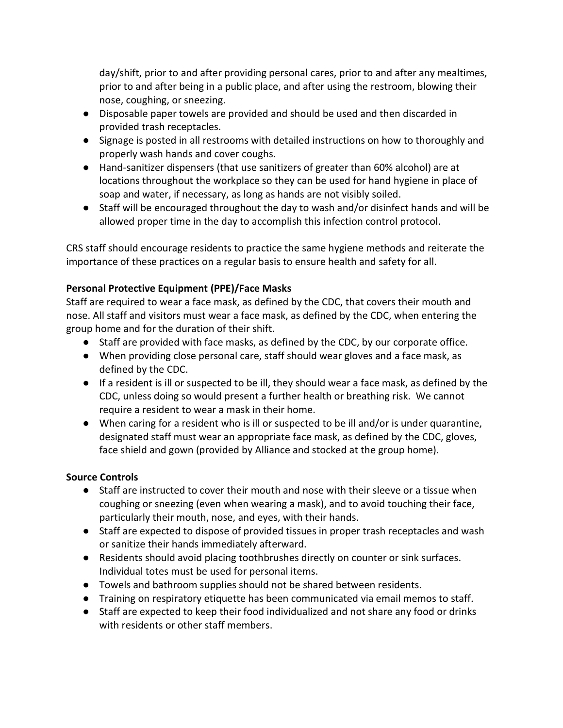day/shift, prior to and after providing personal cares, prior to and after any mealtimes, prior to and after being in a public place, and after using the restroom, blowing their nose, coughing, or sneezing.

- Disposable paper towels are provided and should be used and then discarded in provided trash receptacles.
- Signage is posted in all restrooms with detailed instructions on how to thoroughly and properly wash hands and cover coughs.
- Hand-sanitizer dispensers (that use sanitizers of greater than 60% alcohol) are at locations throughout the workplace so they can be used for hand hygiene in place of soap and water, if necessary, as long as hands are not visibly soiled.
- Staff will be encouraged throughout the day to wash and/or disinfect hands and will be allowed proper time in the day to accomplish this infection control protocol.

CRS staff should encourage residents to practice the same hygiene methods and reiterate the importance of these practices on a regular basis to ensure health and safety for all.

**Personal Protective Equipment (PPE)/Face Masks**

Staff are required to wear a face mask, as defined by the CDC, that covers their mouth and nose. All staff and visitors must wear a face mask, as defined by the CDC, when entering the group home and for the duration of their shift.

- Staff are provided with face masks, as defined by the CDC, by our corporate office.
- When providing close personal care, staff should wear gloves and a face mask, as defined by the CDC.
- If a resident is ill or suspected to be ill, they should wear a face mask, as defined by the CDC, unless doing so would present a further health or breathing risk. We cannot require a resident to wear a mask in their home.
- When caring for a resident who is ill or suspected to be ill and/or is under quarantine, designated staff must wear an appropriate face mask, as defined by the CDC, gloves, face shield and gown (provided by Alliance and stocked at the group home).

**Source Controls**

- Staff are instructed to cover their mouth and nose with their sleeve or a tissue when coughing or sneezing (even when wearing a mask), and to avoid touching their face, particularly their mouth, nose, and eyes, with their hands.
- Staff are expected to dispose of provided tissues in proper trash receptacles and wash or sanitize their hands immediately afterward.
- Residents should avoid placing toothbrushes directly on counter or sink surfaces. Individual totes must be used for personal items.
- Towels and bathroom supplies should not be shared between residents.
- Training on respiratory etiquette has been communicated via email memos to staff.
- Staff are expected to keep their food individualized and not share any food or drinks with residents or other staff members.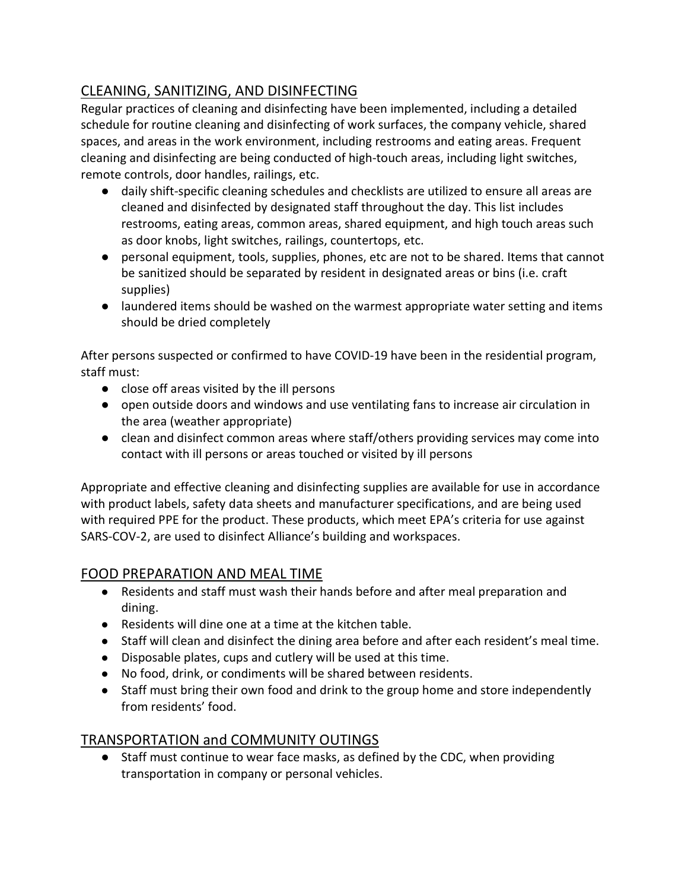## CLEANING, SANITIZING, AND DISINFECTING

Regular practices of cleaning and disinfecting have been implemented, including a detailed schedule for routine cleaning and disinfecting of work surfaces, the company vehicle, shared spaces, and areas in the work environment, including restrooms and eating areas. Frequent cleaning and disinfecting are being conducted of high-touch areas, including light switches, remote controls, door handles, railings, etc.

- daily shift-specific cleaning schedules and checklists are utilized to ensure all areas are cleaned and disinfected by designated staff throughout the day. This list includes restrooms, eating areas, common areas, shared equipment, and high touch areas such as door knobs, light switches, railings, countertops, etc.
- personal equipment, tools, supplies, phones, etc are not to be shared. Items that cannot be sanitized should be separated by resident in designated areas or bins (i.e. craft supplies)
- laundered items should be washed on the warmest appropriate water setting and items should be dried completely

After persons suspected or confirmed to have COVID-19 have been in the residential program, staff must:

- close off areas visited by the ill persons
- open outside doors and windows and use ventilating fans to increase air circulation in the area (weather appropriate)
- clean and disinfect common areas where staff/others providing services may come into contact with ill persons or areas touched or visited by ill persons

Appropriate and effective cleaning and disinfecting supplies are available for use in accordance with product labels, safety data sheets and manufacturer specifications, and are being used with required PPE for the product. These products, which meet EPA's criteria for use against SARS-COV-2, are used to disinfect Alliance's building and workspaces.

## FOOD PREPARATION AND MEAL TIME

- Residents and staff must wash their hands before and after meal preparation and dining.
- Residents will dine one at a time at the kitchen table.
- Staff will clean and disinfect the dining area before and after each resident's meal time.
- Disposable plates, cups and cutlery will be used at this time.
- No food, drink, or condiments will be shared between residents.
- Staff must bring their own food and drink to the group home and store independently from residents' food.

## TRANSPORTATION and COMMUNITY OUTINGS

- Staff must continue to wear face masks, as defined by the CDC, when providing transportation in company or personal vehicles.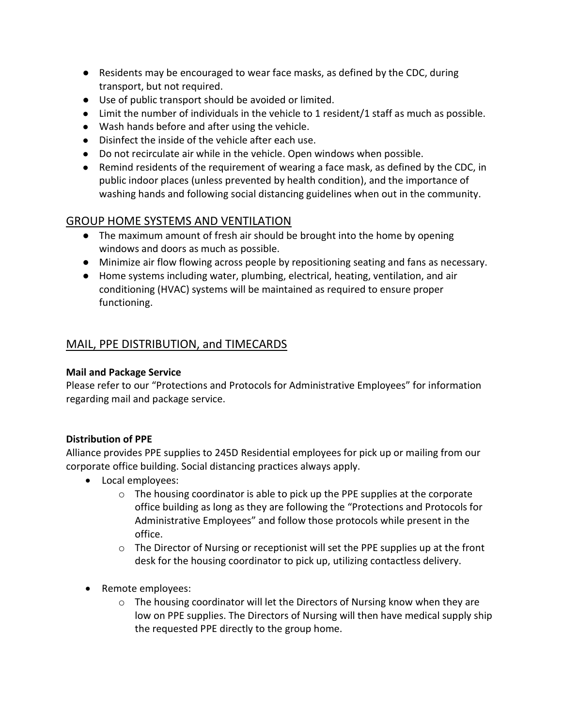- Residents may be encouraged to wear face masks, as defined by the CDC, during transport, but not required.
- Use of public transport should be avoided or limited.
- Limit the number of individuals in the vehicle to 1 resident/1 staff as much as possible.
- Wash hands before and after using the vehicle.
- Disinfect the inside of the vehicle after each use.
- Do not recirculate air while in the vehicle. Open windows when possible.
- Remind residents of the requirement of wearing a face mask, as defined by the CDC, in public indoor places (unless prevented by health condition), and the importance of washing hands and following social distancing guidelines when out in the community.

## GROUP HOME SYSTEMS AND VENTILATION

- The maximum amount of fresh air should be brought into the home by opening windows and doors as much as possible.
- Minimize air flow flowing across people by repositioning seating and fans as necessary.
- Home systems including water, plumbing, electrical, heating, ventilation, and air conditioning (HVAC) systems will be maintained as required to ensure proper functioning.

## MAIL, PPE DISTRIBUTION, and TIMECARDS

**Mail and Package Service**

Please refer to our "Protections and Protocols for Administrative Employees" for information regarding mail and package service.

**Distribution of PPE**

Alliance provides PPE supplies to 245D Residential employees for pick up or mailing from our corporate office building. Social distancing practices always apply.

- Local employees:
    - The housing coordinator is able to pick up the PPE supplies at the corporate office building as long as they are following the "Protections and Protocols for Administrative Employees" and follow those protocols while present in the office.
    - The Director of Nursing or receptionist will set the PPE supplies up at the front desk for the housing coordinator to pick up, utilizing contactless delivery.

- Remote employees:
    - The housing coordinator will let the Directors of Nursing know when they are low on PPE supplies. The Directors of Nursing will then have medical supply ship the requested PPE directly to the group home.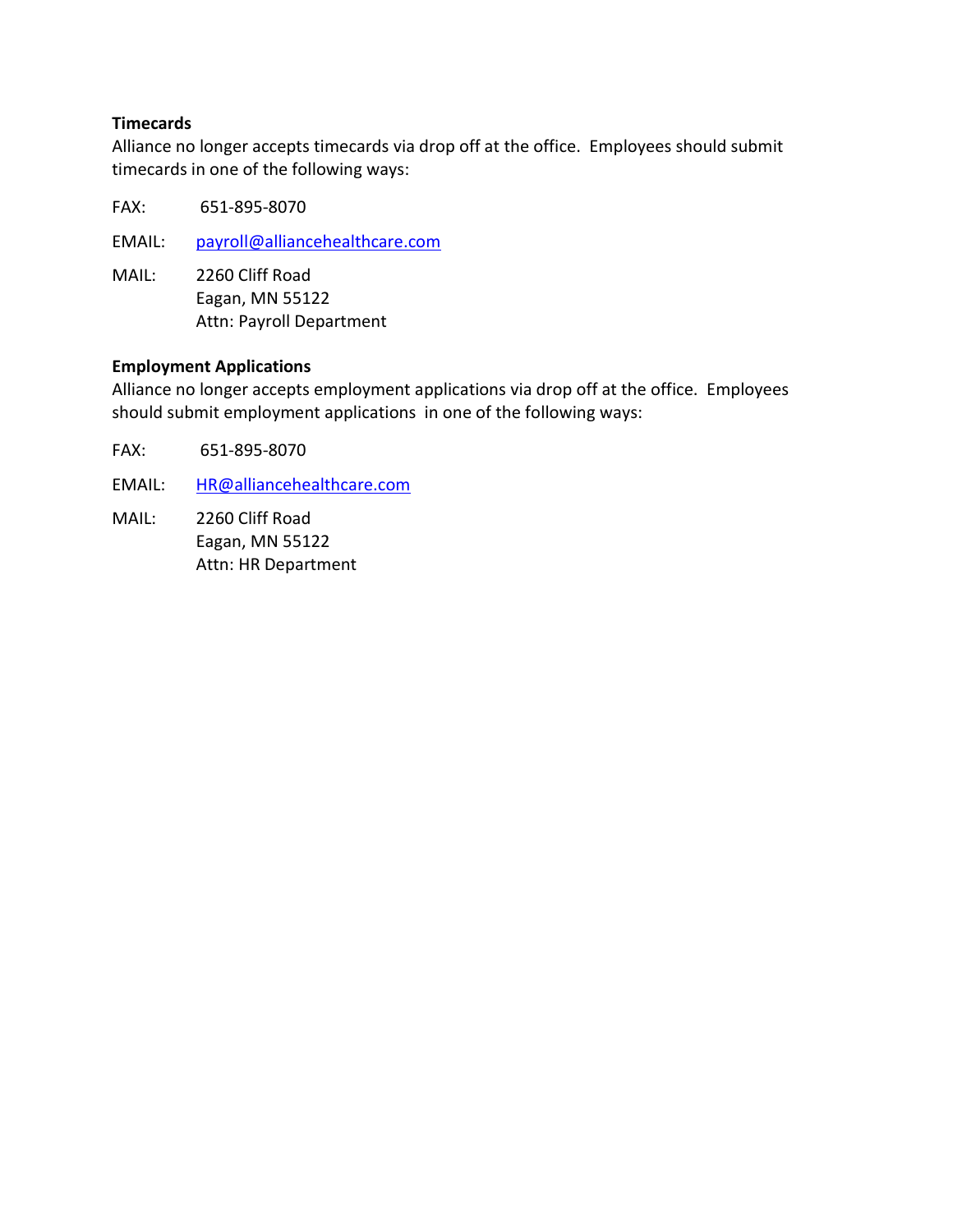**Timecards**

Alliance no longer accepts timecards via drop off at the office. Employees should submit timecards in one of the following ways:

FAX: 651-895-8070

EMAIL: payroll@alliancehealthcare.com

MAIL: 2260 Cliff Road
Eagan, MN 55122
Attn: Payroll Department

**Employment Applications**

Alliance no longer accepts employment applications via drop off at the office. Employees should submit employment applications in one of the following ways:

FAX: 651-895-8070

EMAIL: HR@alliancehealthcare.com

MAIL: 2260 Cliff Road
Eagan, MN 55122
Attn: HR Department